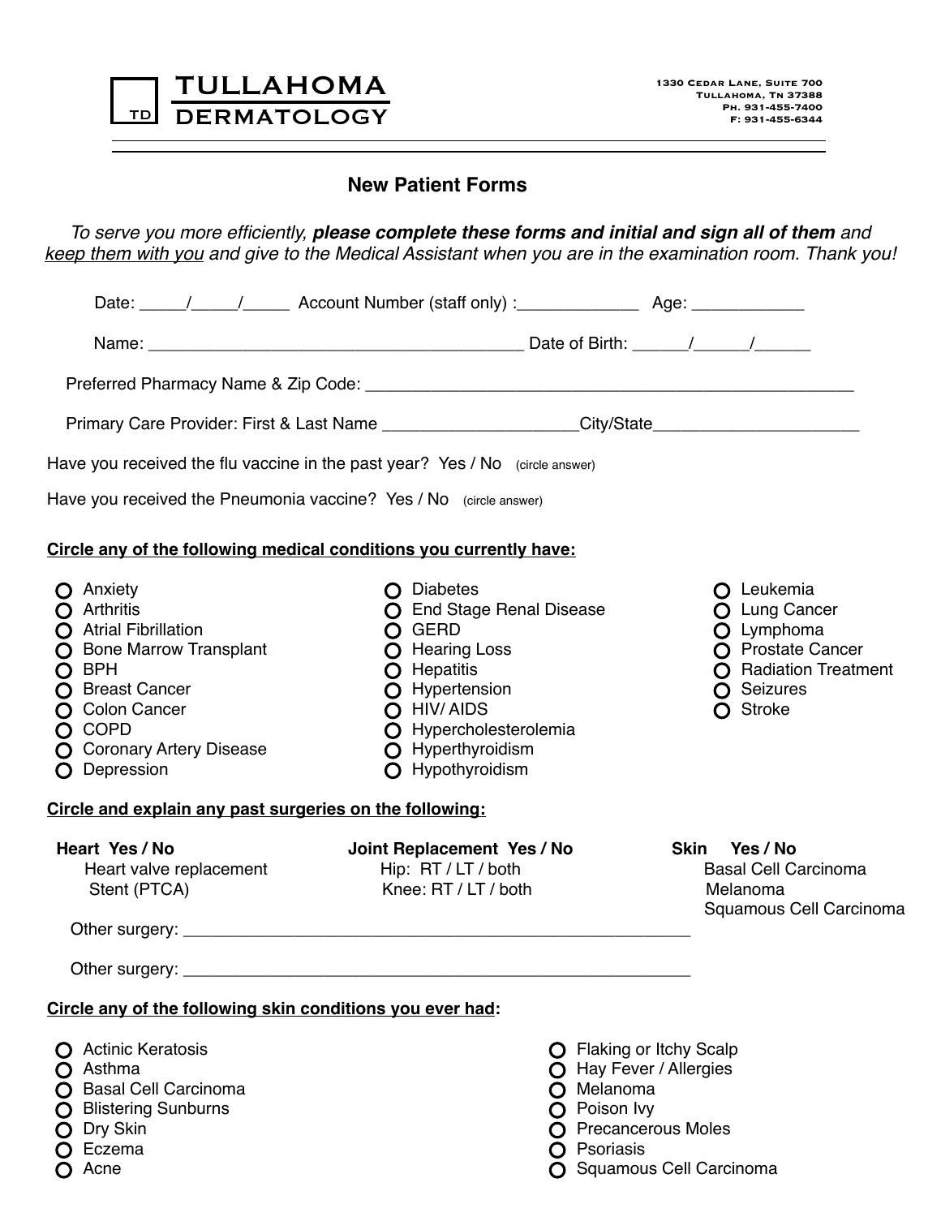**TULLAHOMA DERMATOLOGY**

1330 Cedar Lane, Suite 700
Tullahoma, Tn 37388
Ph. 931-455-7400
F: 931-455-6344

## New Patient Forms

*To serve you more efficiently,* ***please complete these forms and initial and sign all of them*** *and* *keep them with you and give to the Medical Assistant when you are in the examination room. Thank you!*

Date: _____/_____/_____ Account Number (staff only) :_____________ Age: ____________

Name: ________________________________________ Date of Birth: ______/______/______

Preferred Pharmacy Name & Zip Code: ______________________________________________________

Primary Care Provider: First & Last Name _____________________City/State______________________

Have you received the flu vaccine in the past year? Yes / No (circle answer)

Have you received the Pneumonia vaccine? Yes / No (circle answer)

**Circle any of the following medical conditions you currently have:**

- Anxiety
- Arthritis
- Atrial Fibrillation
- Bone Marrow Transplant
- BPH
- Breast Cancer
- Colon Cancer
- COPD
- Coronary Artery Disease
- Depression
- Diabetes
- End Stage Renal Disease
- GERD
- Hearing Loss
- Hepatitis
- Hypertension
- HIV/ AIDS
- Hypercholesterolemia
- Hyperthyroidism
- Hypothyroidism
- Leukemia
- Lung Cancer
- Lymphoma
- Prostate Cancer
- Radiation Treatment
- Seizures
- Stroke

**Circle and explain any past surgeries on the following:**

**Heart Yes / No**
- Heart valve replacement
- Stent (PTCA)

**Joint Replacement Yes / No**
- Hip: RT / LT / both
- Knee: RT / LT / both

**Skin Yes / No**
- Basal Cell Carcinoma
- Melanoma
- Squamous Cell Carcinoma

Other surgery: _________________________________________________________

Other surgery: _________________________________________________________

**Circle any of the following skin conditions you ever had:**

- Actinic Keratosis
- Asthma
- Basal Cell Carcinoma
- Blistering Sunburns
- Dry Skin
- Eczema
- Acne
- Flaking or Itchy Scalp
- Hay Fever / Allergies
- Melanoma
- Poison Ivy
- Precancerous Moles
- Psoriasis
- Squamous Cell Carcinoma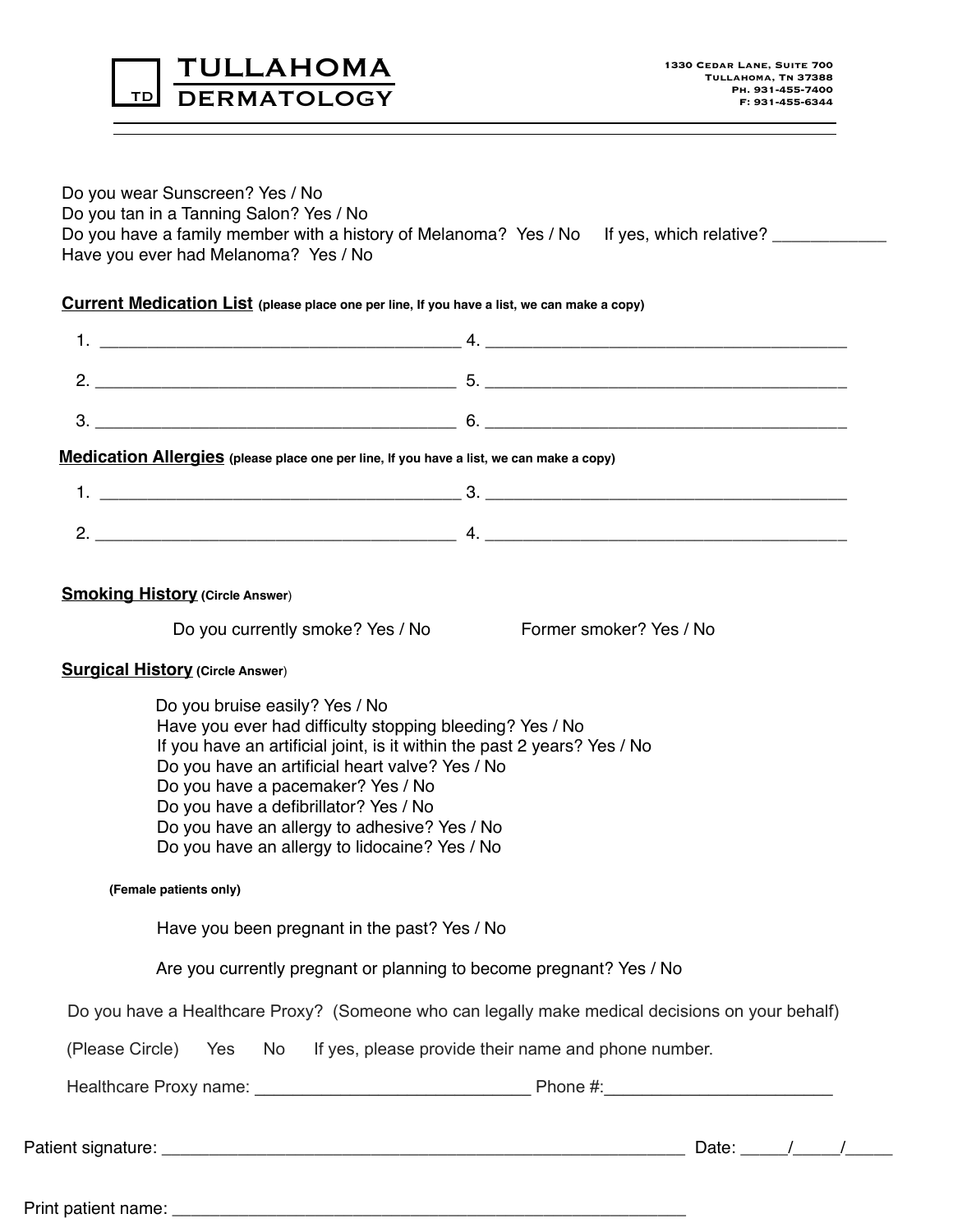# TULLAHOMA DERMATOLOGY

1330 Cedar Lane, Suite 700
Tullahoma, Tn 37388
Ph. 931-455-7400
F: 931-455-6344

---

Do you wear Sunscreen? Yes / No
Do you tan in a Tanning Salon? Yes / No
Do you have a family member with a history of Melanoma? Yes / No     If yes, which relative? ____________
Have you ever had Melanoma? Yes / No

**Current Medication List** **(please place one per line, If you have a list, we can make a copy)**

1. ________________________________________ 4. ________________________________________

2. ________________________________________ 5. ________________________________________

3. ________________________________________ 6. ________________________________________

**Medication Allergies** **(please place one per line, If you have a list, we can make a copy)**

1. ________________________________________ 3. ________________________________________

2. ________________________________________ 4. ________________________________________

**Smoking History** **(Circle Answer)**

Do you currently smoke? Yes / No          Former smoker? Yes / No

**Surgical History** **(Circle Answer)**

Do you bruise easily? Yes / No
Have you ever had difficulty stopping bleeding? Yes / No
If you have an artificial joint, is it within the past 2 years? Yes / No
Do you have an artificial heart valve? Yes / No
Do you have a pacemaker? Yes / No
Do you have a defibrillator? Yes / No
Do you have an allergy to adhesive? Yes / No
Do you have an allergy to lidocaine? Yes / No

**(Female patients only)**

Have you been pregnant in the past? Yes / No

Are you currently pregnant or planning to become pregnant? Yes / No

Do you have a Healthcare Proxy? (Someone who can legally make medical decisions on your behalf)

(Please Circle)   Yes   No   If yes, please provide their name and phone number.

Healthcare Proxy name: ______________________________ Phone #:________________________

Patient signature: _________________________________________________________ Date: _____/_____/_____

Print patient name: ________________________________________________________